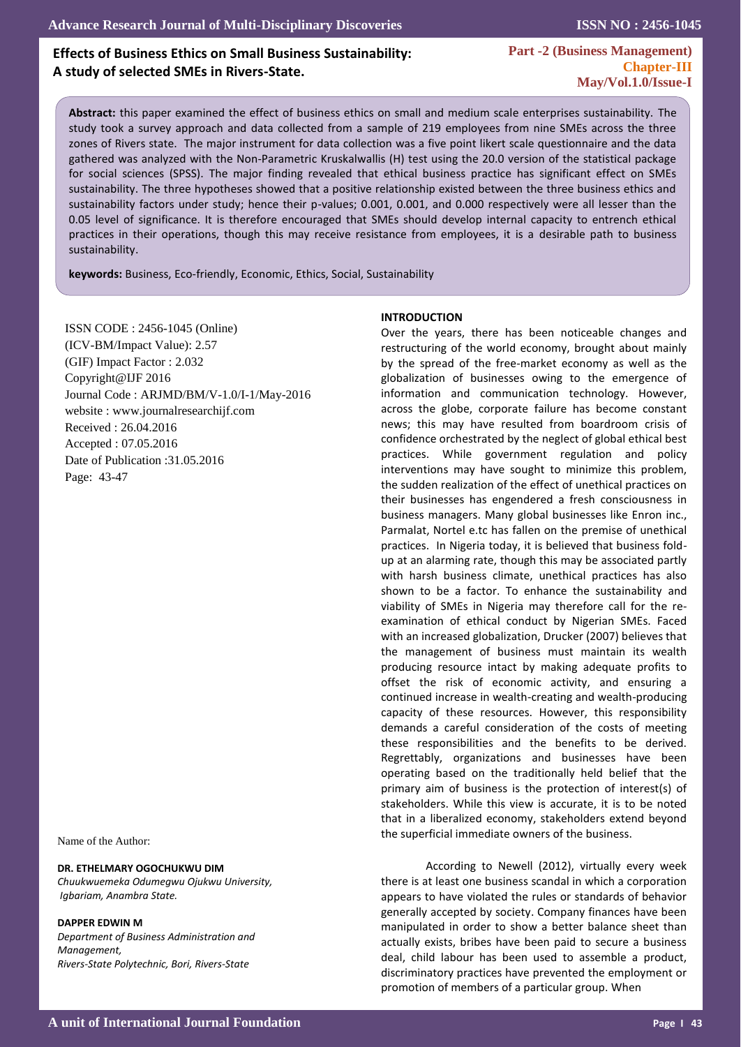# Effects of Business Ethics on Small Business Sustainability: A study of selected SMEs in Rivers-State.

**Part -2 (Business Management)**
**Chapter-III**

**Abstract:** this paper examined the effect of business ethics on small and medium scale enterprises sustainability. The study took a survey approach and data collected from a sample of 219 employees from nine SMEs across the three zones of Rivers state. The major instrument for data collection was a five point likert scale questionnaire and the data gathered was analyzed with the Non-Parametric Kruskalwallis (H) test using the 20.0 version of the statistical package for social sciences (SPSS). The major finding revealed that ethical business practice has significant effect on SMEs sustainability. The three hypotheses showed that a positive relationship existed between the three business ethics and sustainability factors under study; hence their p-values; 0.001, 0.001, and 0.000 respectively were all lesser than the 0.05 level of significance. It is therefore encouraged that SMEs should develop internal capacity to entrench ethical practices in their operations, though this may receive resistance from employees, it is a desirable path to business sustainability.

**keywords:** Business, Eco-friendly, Economic, Ethics, Social, Sustainability

ISSN CODE : 2456-1045 (Online)
(ICV-BM/Impact Value): 2.57
(GIF) Impact Factor : 2.032
Copyright@IJF 2016
Journal Code : ARJMD/BM/V-1.0/I-1/May-2016
website : www.journalresearchijf.com
Received : 26.04.2016
Accepted : 07.05.2016
Date of Publication :31.05.2016
Page: 43-47

Name of the Author:

**DR. ETHELMARY OGOCHUKWU DIM**
*Chuukwuemeka Odumegwu Ojukwu University, Igbariam, Anambra State.*

**DAPPER EDWIN M**
*Department of Business Administration and Management, Rivers-State Polytechnic, Bori, Rivers-State*

## INTRODUCTION

Over the years, there has been noticeable changes and restructuring of the world economy, brought about mainly by the spread of the free-market economy as well as the globalization of businesses owing to the emergence of information and communication technology. However, across the globe, corporate failure has become constant news; this may have resulted from boardroom crisis of confidence orchestrated by the neglect of global ethical best practices. While government regulation and policy interventions may have sought to minimize this problem, the sudden realization of the effect of unethical practices on their businesses has engendered a fresh consciousness in business managers. Many global businesses like Enron inc., Parmalat, Nortel e.tc has fallen on the premise of unethical practices. In Nigeria today, it is believed that business fold-up at an alarming rate, though this may be associated partly with harsh business climate, unethical practices has also shown to be a factor. To enhance the sustainability and viability of SMEs in Nigeria may therefore call for the re-examination of ethical conduct by Nigerian SMEs. Faced with an increased globalization, Drucker (2007) believes that the management of business must maintain its wealth producing resource intact by making adequate profits to offset the risk of economic activity, and ensuring a continued increase in wealth-creating and wealth-producing capacity of these resources. However, this responsibility demands a careful consideration of the costs of meeting these responsibilities and the benefits to be derived. Regrettably, organizations and businesses have been operating based on the traditionally held belief that the primary aim of business is the protection of interest(s) of stakeholders. While this view is accurate, it is to be noted that in a liberalized economy, stakeholders extend beyond the superficial immediate owners of the business.

According to Newell (2012), virtually every week there is at least one business scandal in which a corporation appears to have violated the rules or standards of behavior generally accepted by society. Company finances have been manipulated in order to show a better balance sheet than actually exists, bribes have been paid to secure a business deal, child labour has been used to assemble a product, discriminatory practices have prevented the employment or promotion of members of a particular group. When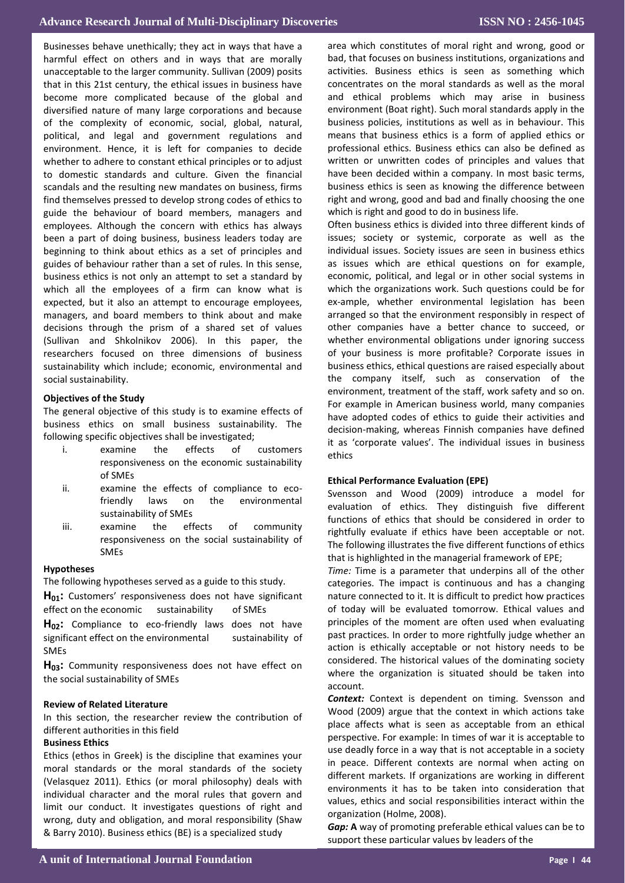Businesses behave unethically; they act in ways that have a harmful effect on others and in ways that are morally unacceptable to the larger community. Sullivan (2009) posits that in this 21st century, the ethical issues in business have become more complicated because of the global and diversified nature of many large corporations and because of the complexity of economic, social, global, natural, political, and legal and government regulations and environment. Hence, it is left for companies to decide whether to adhere to constant ethical principles or to adjust to domestic standards and culture. Given the financial scandals and the resulting new mandates on business, firms find themselves pressed to develop strong codes of ethics to guide the behaviour of board members, managers and employees. Although the concern with ethics has always been a part of doing business, business leaders today are beginning to think about ethics as a set of principles and guides of behaviour rather than a set of rules. In this sense, business ethics is not only an attempt to set a standard by which all the employees of a firm can know what is expected, but it also an attempt to encourage employees, managers, and board members to think about and make decisions through the prism of a shared set of values (Sullivan and Shkolnikov 2006). In this paper, the researchers focused on three dimensions of business sustainability which include; economic, environmental and social sustainability.

**Objectives of the Study**

The general objective of this study is to examine effects of business ethics on small business sustainability. The following specific objectives shall be investigated;

i. examine the effects of customers responsiveness on the economic sustainability of SMEs
ii. examine the effects of compliance to eco-friendly laws on the environmental sustainability of SMEs
iii. examine the effects of community responsiveness on the social sustainability of SMEs

**Hypotheses**

The following hypotheses served as a guide to this study.

**$H_{01}$:** Customers' responsiveness does not have significant effect on the economic sustainability of SMEs

**$H_{02}$:** Compliance to eco-friendly laws does not have significant effect on the environmental sustainability of SMEs

**$H_{03}$:** Community responsiveness does not have effect on the social sustainability of SMEs

**Review of Related Literature**

In this section, the researcher review the contribution of different authorities in this field

**Business Ethics**

Ethics (ethos in Greek) is the discipline that examines your moral standards or the moral standards of the society (Velasquez 2011). Ethics (or moral philosophy) deals with individual character and the moral rules that govern and limit our conduct. It investigates questions of right and wrong, duty and obligation, and moral responsibility (Shaw & Barry 2010). Business ethics (BE) is a specialized study area which constitutes of moral right and wrong, good or bad, that focuses on business institutions, organizations and activities. Business ethics is seen as something which concentrates on the moral standards as well as the moral and ethical problems which may arise in business environment (Boat right). Such moral standards apply in the business policies, institutions as well as in behaviour. This means that business ethics is a form of applied ethics or professional ethics. Business ethics can also be defined as written or unwritten codes of principles and values that have been decided within a company. In most basic terms, business ethics is seen as knowing the difference between right and wrong, good and bad and finally choosing the one which is right and good to do in business life.

Often business ethics is divided into three different kinds of issues; society or systemic, corporate as well as the individual issues. Society issues are seen in business ethics as issues which are ethical questions on for example, economic, political, and legal or in other social systems in which the organizations work. Such questions could be for ex-ample, whether environmental legislation has been arranged so that the environment responsibly in respect of other companies have a better chance to succeed, or whether environmental obligations under ignoring success of your business is more profitable? Corporate issues in business ethics, ethical questions are raised especially about the company itself, such as conservation of the environment, treatment of the staff, work safety and so on. For example in American business world, many companies have adopted codes of ethics to guide their activities and decision-making, whereas Finnish companies have defined it as 'corporate values'. The individual issues in business ethics

**Ethical Performance Evaluation (EPE)**

Svensson and Wood (2009) introduce a model for evaluation of ethics. They distinguish five different functions of ethics that should be considered in order to rightfully evaluate if ethics have been acceptable or not. The following illustrates the five different functions of ethics that is highlighted in the managerial framework of EPE;

*Time:* Time is a parameter that underpins all of the other categories. The impact is continuous and has a changing nature connected to it. It is difficult to predict how practices of today will be evaluated tomorrow. Ethical values and principles of the moment are often used when evaluating past practices. In order to more rightfully judge whether an action is ethically acceptable or not history needs to be considered. The historical values of the dominating society where the organization is situated should be taken into account.

***Context:*** Context is dependent on timing. Svensson and Wood (2009) argue that the context in which actions take place affects what is seen as acceptable from an ethical perspective. For example: In times of war it is acceptable to use deadly force in a way that is not acceptable in a society in peace. Different contexts are normal when acting on different markets. If organizations are working in different environments it has to be taken into consideration that values, ethics and social responsibilities interact within the organization (Holme, 2008).

***Gap:*** **A** way of promoting preferable ethical values can be to support these particular values by leaders of the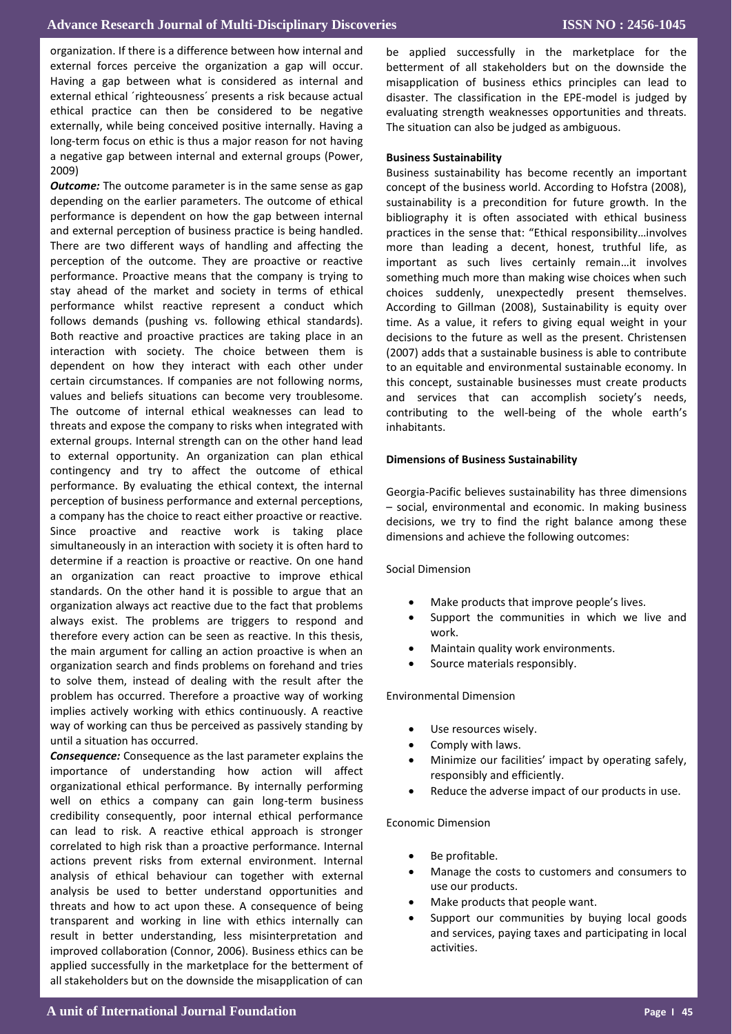organization. If there is a difference between how internal and external forces perceive the organization a gap will occur. Having a gap between what is considered as internal and external ethical ´righteousness´ presents a risk because actual ethical practice can then be considered to be negative externally, while being conceived positive internally. Having a long-term focus on ethic is thus a major reason for not having a negative gap between internal and external groups (Power, 2009)

***Outcome:*** The outcome parameter is in the same sense as gap depending on the earlier parameters. The outcome of ethical performance is dependent on how the gap between internal and external perception of business practice is being handled. There are two different ways of handling and affecting the perception of the outcome. They are proactive or reactive performance. Proactive means that the company is trying to stay ahead of the market and society in terms of ethical performance whilst reactive represent a conduct which follows demands (pushing vs. following ethical standards). Both reactive and proactive practices are taking place in an interaction with society. The choice between them is dependent on how they interact with each other under certain circumstances. If companies are not following norms, values and beliefs situations can become very troublesome. The outcome of internal ethical weaknesses can lead to threats and expose the company to risks when integrated with external groups. Internal strength can on the other hand lead to external opportunity. An organization can plan ethical contingency and try to affect the outcome of ethical performance. By evaluating the ethical context, the internal perception of business performance and external perceptions, a company has the choice to react either proactive or reactive. Since proactive and reactive work is taking place simultaneously in an interaction with society it is often hard to determine if a reaction is proactive or reactive. On one hand an organization can react proactive to improve ethical standards. On the other hand it is possible to argue that an organization always act reactive due to the fact that problems always exist. The problems are triggers to respond and therefore every action can be seen as reactive. In this thesis, the main argument for calling an action proactive is when an organization search and finds problems on forehand and tries to solve them, instead of dealing with the result after the problem has occurred. Therefore a proactive way of working implies actively working with ethics continuously. A reactive way of working can thus be perceived as passively standing by until a situation has occurred.

***Consequence:*** Consequence as the last parameter explains the importance of understanding how action will affect organizational ethical performance. By internally performing well on ethics a company can gain long-term business credibility consequently, poor internal ethical performance can lead to risk. A reactive ethical approach is stronger correlated to high risk than a proactive performance. Internal actions prevent risks from external environment. Internal analysis of ethical behaviour can together with external analysis be used to better understand opportunities and threats and how to act upon these. A consequence of being transparent and working in line with ethics internally can result in better understanding, less misinterpretation and improved collaboration (Connor, 2006). Business ethics can be applied successfully in the marketplace for the betterment of all stakeholders but on the downside the misapplication of can be applied successfully in the marketplace for the betterment of all stakeholders but on the downside the misapplication of business ethics principles can lead to disaster. The classification in the EPE-model is judged by evaluating strength weaknesses opportunities and threats. The situation can also be judged as ambiguous.

**Business Sustainability**

Business sustainability has become recently an important concept of the business world. According to Hofstra (2008), sustainability is a precondition for future growth. In the bibliography it is often associated with ethical business practices in the sense that: "Ethical responsibility…involves more than leading a decent, honest, truthful life, as important as such lives certainly remain…it involves something much more than making wise choices when such choices suddenly, unexpectedly present themselves. According to Gillman (2008), Sustainability is equity over time. As a value, it refers to giving equal weight in your decisions to the future as well as the present. Christensen (2007) adds that a sustainable business is able to contribute to an equitable and environmental sustainable economy. In this concept, sustainable businesses must create products and services that can accomplish society's needs, contributing to the well-being of the whole earth's inhabitants.

**Dimensions of Business Sustainability**

Georgia-Pacific believes sustainability has three dimensions – social, environmental and economic. In making business decisions, we try to find the right balance among these dimensions and achieve the following outcomes:

Social Dimension

- Make products that improve people's lives.
- Support the communities in which we live and work.
- Maintain quality work environments.
- Source materials responsibly.

Environmental Dimension

- Use resources wisely.
- Comply with laws.
- Minimize our facilities' impact by operating safely, responsibly and efficiently.
- Reduce the adverse impact of our products in use.

Economic Dimension

- Be profitable.
- Manage the costs to customers and consumers to use our products.
- Make products that people want.
- Support our communities by buying local goods and services, paying taxes and participating in local activities.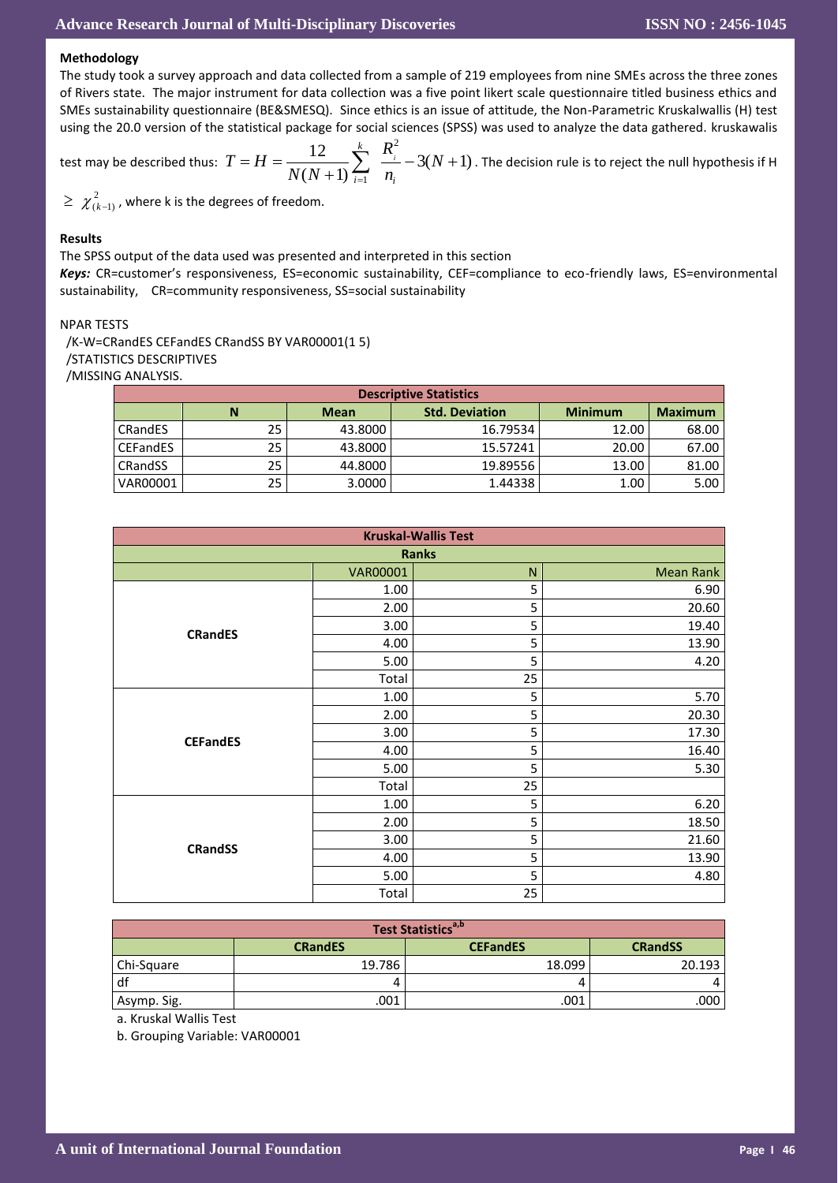**Methodology**

The study took a survey approach and data collected from a sample of 219 employees from nine SMEs across the three zones of Rivers state. The major instrument for data collection was a five point likert scale questionnaire titled business ethics and SMEs sustainability questionnaire (BE&SMESQ). Since ethics is an issue of attitude, the Non-Parametric Kruskalwallis (H) test using the 20.0 version of the statistical package for social sciences (SPSS) was used to analyze the data gathered. kruskawalis test may be described thus: $T = H = \frac{12}{N(N+1)} \sum_{i=1}^{k} \frac{R_i^2}{n_i} - 3(N+1)$. The decision rule is to reject the null hypothesis if H $\geq \chi^2_{(k-1)}$, where k is the degrees of freedom.

**Results**

The SPSS output of the data used was presented and interpreted in this section

***Keys:*** CR=customer's responsiveness, ES=economic sustainability, CEF=compliance to eco-friendly laws, ES=environmental sustainability, CR=community responsiveness, SS=social sustainability

```
NPAR TESTS
 /K-W=CRandES CEFandES CRandSS BY VAR00001(1 5)
 /STATISTICS DESCRIPTIVES
 /MISSING ANALYSIS.
```

| Descriptive Statistics | | | | | |
|---|---|---|---|---|---|
| | N | Mean | Std. Deviation | Minimum | Maximum |
| CRandES | 25 | 43.8000 | 16.79534 | 12.00 | 68.00 |
| CEFandES | 25 | 43.8000 | 15.57241 | 20.00 | 67.00 |
| CRandSS | 25 | 44.8000 | 19.89556 | 13.00 | 81.00 |
| VAR00001 | 25 | 3.0000 | 1.44338 | 1.00 | 5.00 |

**Kruskal-Wallis Test**

| Ranks | | | |
|---|---|---|---|
| | VAR00001 | N | Mean Rank |
| CRandES | 1.00 | 5 | 6.90 |
| | 2.00 | 5 | 20.60 |
| | 3.00 | 5 | 19.40 |
| | 4.00 | 5 | 13.90 |
| | 5.00 | 5 | 4.20 |
| | Total | 25 | |
| CEFandES | 1.00 | 5 | 5.70 |
| | 2.00 | 5 | 20.30 |
| | 3.00 | 5 | 17.30 |
| | 4.00 | 5 | 16.40 |
| | 5.00 | 5 | 5.30 |
| | Total | 25 | |
| CRandSS | 1.00 | 5 | 6.20 |
| | 2.00 | 5 | 18.50 |
| | 3.00 | 5 | 21.60 |
| | 4.00 | 5 | 13.90 |
| | 5.00 | 5 | 4.80 |
| | Total | 25 | |

| Test Statistics[a,b] | | | |
|---|---|---|---|
| | CRandES | CEFandES | CRandSS |
| Chi-Square | 19.786 | 18.099 | 20.193 |
| df | 4 | 4 | 4 |
| Asymp. Sig. | .001 | .001 | .000 |

a. Kruskal Wallis Test

b. Grouping Variable: VAR00001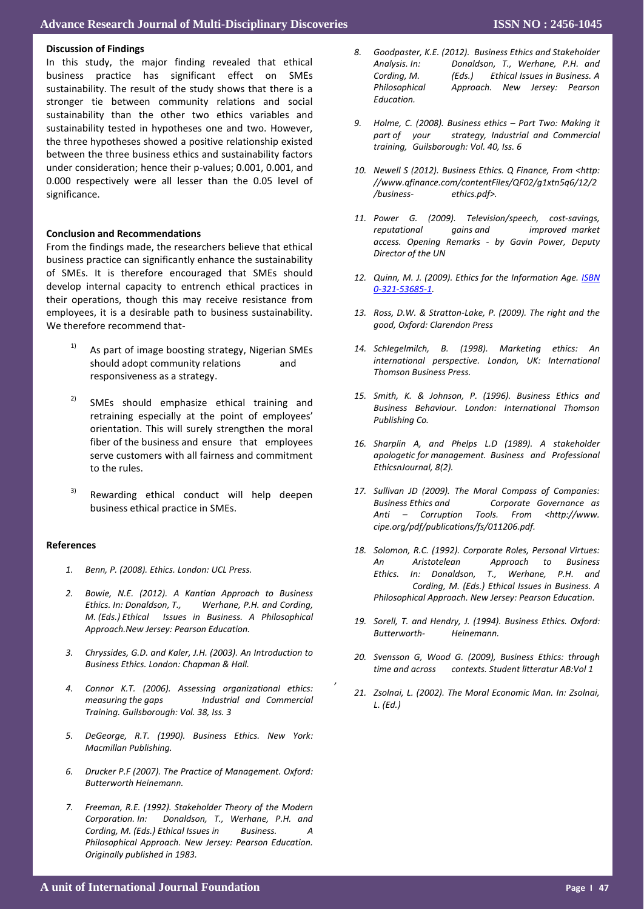### Discussion of Findings

In this study, the major finding revealed that ethical business practice has significant effect on SMEs sustainability. The result of the study shows that there is a stronger tie between community relations and social sustainability than the other two ethics variables and sustainability tested in hypotheses one and two. However, the three hypotheses showed a positive relationship existed between the three business ethics and sustainability factors under consideration; hence their p-values; 0.001, 0.001, and 0.000 respectively were all lesser than the 0.05 level of significance.

### Conclusion and Recommendations

From the findings made, the researchers believe that ethical business practice can significantly enhance the sustainability of SMEs. It is therefore encouraged that SMEs should develop internal capacity to entrench ethical practices in their operations, though this may receive resistance from employees, it is a desirable path to business sustainability. We therefore recommend that-

1) As part of image boosting strategy, Nigerian SMEs should adopt community relations and responsiveness as a strategy.

2) SMEs should emphasize ethical training and retraining especially at the point of employees' orientation. This will surely strengthen the moral fiber of the business and ensure that employees serve customers with all fairness and commitment to the rules.

3) Rewarding ethical conduct will help deepen business ethical practice in SMEs.

### References

1. *Benn, P. (2008). Ethics. London: UCL Press.*
2. *Bowie, N.E. (2012). A Kantian Approach to Business Ethics. In: Donaldson, T., Werhane, P.H. and Cording, M. (Eds.) Ethical Issues in Business. A Philosophical Approach.New Jersey: Pearson Education.*
3. *Chryssides, G.D. and Kaler, J.H. (2003). An Introduction to Business Ethics. London: Chapman & Hall.*
4. *Connor K.T. (2006). Assessing organizational ethics: measuring the gaps Industrial and Commercial Training. Guilsborough: Vol. 38, Iss. 3*
5. *DeGeorge, R.T. (1990). Business Ethics. New York: Macmillan Publishing.*
6. *Drucker P.F (2007). The Practice of Management. Oxford: Butterworth Heinemann.*
7. *Freeman, R.E. (1992). Stakeholder Theory of the Modern Corporation. In: Donaldson, T., Werhane, P.H. and Cording, M. (Eds.) Ethical Issues in Business. A Philosophical Approach. New Jersey: Pearson Education. Originally published in 1983.*
8. *Goodpaster, K.E. (2012). Business Ethics and Stakeholder Analysis. In: Donaldson, T., Werhane, P.H. and Cording, M. (Eds.) Ethical Issues in Business. A Philosophical Approach. New Jersey: Pearson Education.*
9. *Holme, C. (2008). Business ethics – Part Two: Making it part of your strategy, Industrial and Commercial training, Guilsborough: Vol. 40, Iss. 6*
10. *Newell S (2012). Business Ethics. Q Finance, From <http://www.qfinance.com/contentFiles/QF02/g1xtn5q6/12/2/business- ethics.pdf>.*
11. *Power G. (2009). Television/speech, cost-savings, reputational gains and improved market access. Opening Remarks - by Gavin Power, Deputy Director of the UN*
12. *Quinn, M. J. (2009). Ethics for the Information Age. ISBN 0-321-53685-1.*
13. *Ross, D.W. & Stratton-Lake, P. (2009). The right and the good, Oxford: Clarendon Press*
14. *Schlegelmilch, B. (1998). Marketing ethics: An international perspective. London, UK: International Thomson Business Press.*
15. *Smith, K. & Johnson, P. (1996). Business Ethics and Business Behaviour. London: International Thomson Publishing Co.*
16. *Sharplin A, and Phelps L.D (1989). A stakeholder apologetic for management. Business and Professional EthicsnJournal, 8(2).*
17. *Sullivan JD (2009). The Moral Compass of Companies: Business Ethics and Corporate Governance as Anti – Corruption Tools. From <http://www.cipe.org/pdf/publications/fs/011206.pdf.*
18. *Solomon, R.C. (1992). Corporate Roles, Personal Virtues: An Aristotelean Approach to Business Ethics. In: Donaldson, T., Werhane, P.H. and Cording, M. (Eds.) Ethical Issues in Business. A Philosophical Approach. New Jersey: Pearson Education.*
19. *Sorell, T. and Hendry, J. (1994). Business Ethics. Oxford: Butterworth- Heinemann.*
20. *Svensson G, Wood G. (2009), Business Ethics: through time and across contexts. Student litteratur AB:Vol 1*
21. *Zsolnai, L. (2002). The Moral Economic Man. In: Zsolnai, L. (Ed.)*